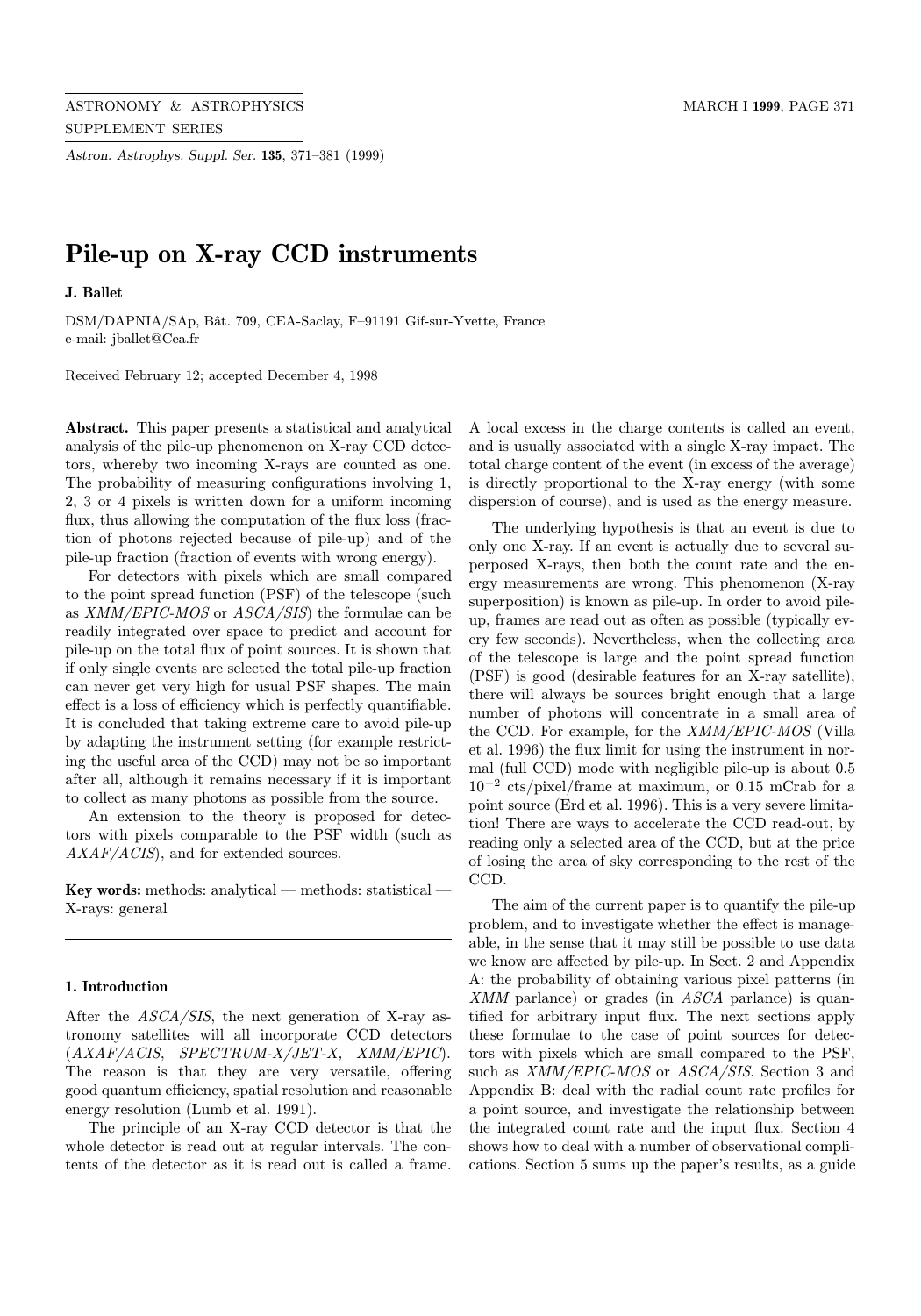# Pile-up on X-ray CCD instruments

**J. Ballet**

DSM/DAPNIA/SAp, Bât. 709, CEA-Saclay, F–91191 Gif-sur-Yvette, France
e-mail: jballet@Cea.fr

Received February 12; accepted December 4, 1998

**Abstract.** This paper presents a statistical and analytical analysis of the pile-up phenomenon on X-ray CCD detectors, whereby two incoming X-rays are counted as one. The probability of measuring configurations involving 1, 2, 3 or 4 pixels is written down for a uniform incoming flux, thus allowing the computation of the flux loss (fraction of photons rejected because of pile-up) and of the pile-up fraction (fraction of events with wrong energy).

For detectors with pixels which are small compared to the point spread function (PSF) of the telescope (such as *XMM/EPIC-MOS* or *ASCA/SIS*) the formulae can be readily integrated over space to predict and account for pile-up on the total flux of point sources. It is shown that if only single events are selected the total pile-up fraction can never get very high for usual PSF shapes. The main effect is a loss of efficiency which is perfectly quantifiable. It is concluded that taking extreme care to avoid pile-up by adapting the instrument setting (for example restricting the useful area of the CCD) may not be so important after all, although it remains necessary if it is important to collect as many photons as possible from the source.

An extension to the theory is proposed for detectors with pixels comparable to the PSF width (such as *AXAF/ACIS*), and for extended sources.

**Key words:** methods: analytical — methods: statistical — X-rays: general

## 1. Introduction

After the *ASCA/SIS*, the next generation of X-ray astronomy satellites will all incorporate CCD detectors (*AXAF/ACIS*, *SPECTRUM-X/JET-X*, *XMM/EPIC*). The reason is that they are very versatile, offering good quantum efficiency, spatial resolution and reasonable energy resolution (Lumb et al. 1991).

The principle of an X-ray CCD detector is that the whole detector is read out at regular intervals. The contents of the detector as it is read out is called a frame. A local excess in the charge contents is called an event, and is usually associated with a single X-ray impact. The total charge content of the event (in excess of the average) is directly proportional to the X-ray energy (with some dispersion of course), and is used as the energy measure.

The underlying hypothesis is that an event is due to only one X-ray. If an event is actually due to several superposed X-rays, then both the count rate and the energy measurements are wrong. This phenomenon (X-ray superposition) is known as pile-up. In order to avoid pile-up, frames are read out as often as possible (typically every few seconds). Nevertheless, when the collecting area of the telescope is large and the point spread function (PSF) is good (desirable features for an X-ray satellite), there will always be sources bright enough that a large number of photons will concentrate in a small area of the CCD. For example, for the *XMM/EPIC-MOS* (Villa et al. 1996) the flux limit for using the instrument in normal (full CCD) mode with negligible pile-up is about 0.5 $10^{-2}$ cts/pixel/frame at maximum, or 0.15 mCrab for a point source (Erd et al. 1996). This is a very severe limitation! There are ways to accelerate the CCD read-out, by reading only a selected area of the CCD, but at the price of losing the area of sky corresponding to the rest of the CCD.

The aim of the current paper is to quantify the pile-up problem, and to investigate whether the effect is manageable, in the sense that it may still be possible to use data we know are affected by pile-up. In Sect. 2 and Appendix A: the probability of obtaining various pixel patterns (in *XMM* parlance) or grades (in *ASCA* parlance) is quantified for arbitrary input flux. The next sections apply these formulae to the case of point sources for detectors with pixels which are small compared to the PSF, such as *XMM/EPIC-MOS* or *ASCA/SIS*. Section 3 and Appendix B: deal with the radial count rate profiles for a point source, and investigate the relationship between the integrated count rate and the input flux. Section 4 shows how to deal with a number of observational complications. Section 5 sums up the paper's results, as a guide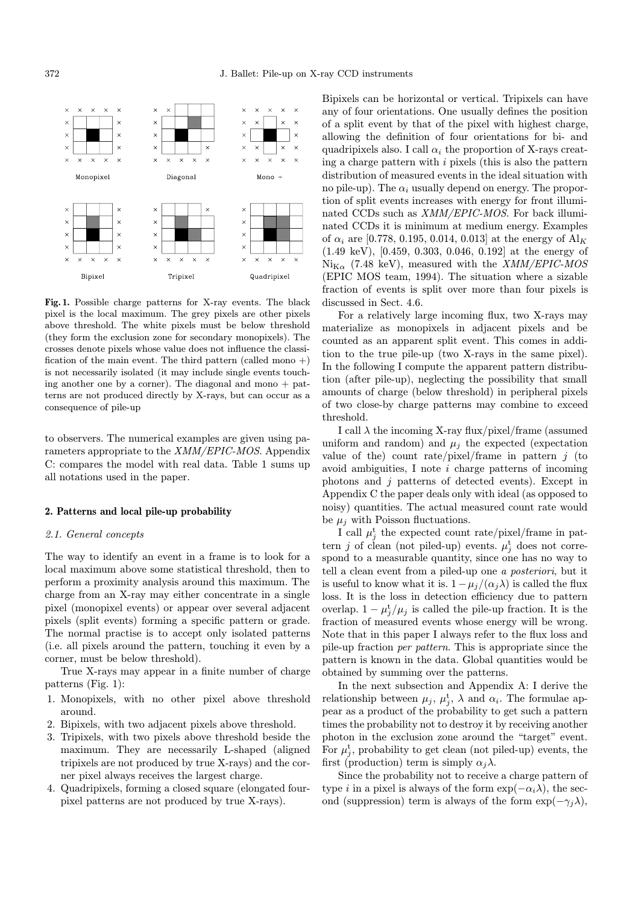Fig. 1. Possible charge patterns for X-ray events. The black pixel is the local maximum. The grey pixels are other pixels above threshold. The white pixels must be below threshold (they form the exclusion zone for secondary monopixels). The crosses denote pixels whose value does not influence the classification of the main event. The third pattern (called mono +) is not necessarily isolated (it may include single events touching another one by a corner). The diagonal and mono + patterns are not produced directly by X-rays, but can occur as a consequence of pile-up

to observers. The numerical examples are given using parameters appropriate to the *XMM/EPIC-MOS*. Appendix C: compares the model with real data. Table 1 sums up all notations used in the paper.

## 2. Patterns and local pile-up probability

### 2.1. General concepts

The way to identify an event in a frame is to look for a local maximum above some statistical threshold, then to perform a proximity analysis around this maximum. The charge from an X-ray may either concentrate in a single pixel (monopixel events) or appear over several adjacent pixels (split events) forming a specific pattern or grade. The normal practise is to accept only isolated patterns (i.e. all pixels around the pattern, touching it even by a corner, must be below threshold).

True X-rays may appear in a finite number of charge patterns (Fig. 1):

1. Monopixels, with no other pixel above threshold around.
2. Bipixels, with two adjacent pixels above threshold.
3. Tripixels, with two pixels above threshold beside the maximum. They are necessarily L-shaped (aligned tripixels are not produced by true X-rays) and the corner pixel always receives the largest charge.
4. Quadripixels, forming a closed square (elongated four-pixel patterns are not produced by true X-rays).

Bipixels can be horizontal or vertical. Tripixels can have any of four orientations. One usually defines the position of a split event by that of the pixel with highest charge, allowing the definition of four orientations for bi- and quadripixels also. I call $\alpha_i$ the proportion of X-rays creating a charge pattern with $i$ pixels (this is also the pattern distribution of measured events in the ideal situation with no pile-up). The $\alpha_i$ usually depend on energy. The proportion of split events increases with energy for front illuminated CCDs such as *XMM/EPIC-MOS*. For back illuminated CCDs it is minimum at medium energy. Examples of $\alpha_i$ are [0.778, 0.195, 0.014, 0.013] at the energy of $\mathrm{Al}_K$ (1.49 keV), [0.459, 0.303, 0.046, 0.192] at the energy of $\mathrm{Ni}_{\mathrm{K}\alpha}$ (7.48 keV), measured with the *XMM/EPIC-MOS* (EPIC MOS team, 1994). The situation where a sizable fraction of events is split over more than four pixels is discussed in Sect. 4.6.

For a relatively large incoming flux, two X-rays may materialize as monopixels in adjacent pixels and be counted as an apparent split event. This comes in addition to the true pile-up (two X-rays in the same pixel). In the following I compute the apparent pattern distribution (after pile-up), neglecting the possibility that small amounts of charge (below threshold) in peripheral pixels of two close-by charge patterns may combine to exceed threshold.

I call $\lambda$ the incoming X-ray flux/pixel/frame (assumed uniform and random) and $\mu_j$ the expected (expectation value of the) count rate/pixel/frame in pattern $j$ (to avoid ambiguities, I note $i$ charge patterns of incoming photons and $j$ patterns of detected events). Except in Appendix C the paper deals only with ideal (as opposed to noisy) quantities. The actual measured count rate would be $\mu_j$ with Poisson fluctuations.

I call $\mu_j^{\mathrm{t}}$ the expected count rate/pixel/frame in pattern $j$ of clean (not piled-up) events. $\mu_j^{\mathrm{t}}$ does not correspond to a measurable quantity, since one has no way to tell a clean event from a piled-up one *a posteriori*, but it is useful to know what it is. $1-\mu_j/(\alpha_j\lambda)$ is called the flux loss. It is the loss in detection efficiency due to pattern overlap. $1-\mu_j^{\mathrm{t}}/\mu_j$ is called the pile-up fraction. It is the fraction of measured events whose energy will be wrong. Note that in this paper I always refer to the flux loss and pile-up fraction *per pattern*. This is appropriate since the pattern is known in the data. Global quantities would be obtained by summing over the patterns.

In the next subsection and Appendix A: I derive the relationship between $\mu_j$, $\mu_j^{\mathrm{t}}$, $\lambda$ and $\alpha_i$. The formulae appear as a product of the probability to get such a pattern times the probability not to destroy it by receiving another photon in the exclusion zone around the "target" event. For $\mu_j^{\mathrm{t}}$, probability to get clean (not piled-up) events, the first (production) term is simply $\alpha_j\lambda$.

Since the probability not to receive a charge pattern of type $i$ in a pixel is always of the form $\exp(-\alpha_i\lambda)$, the second (suppression) term is always of the form $\exp(-\gamma_j\lambda)$,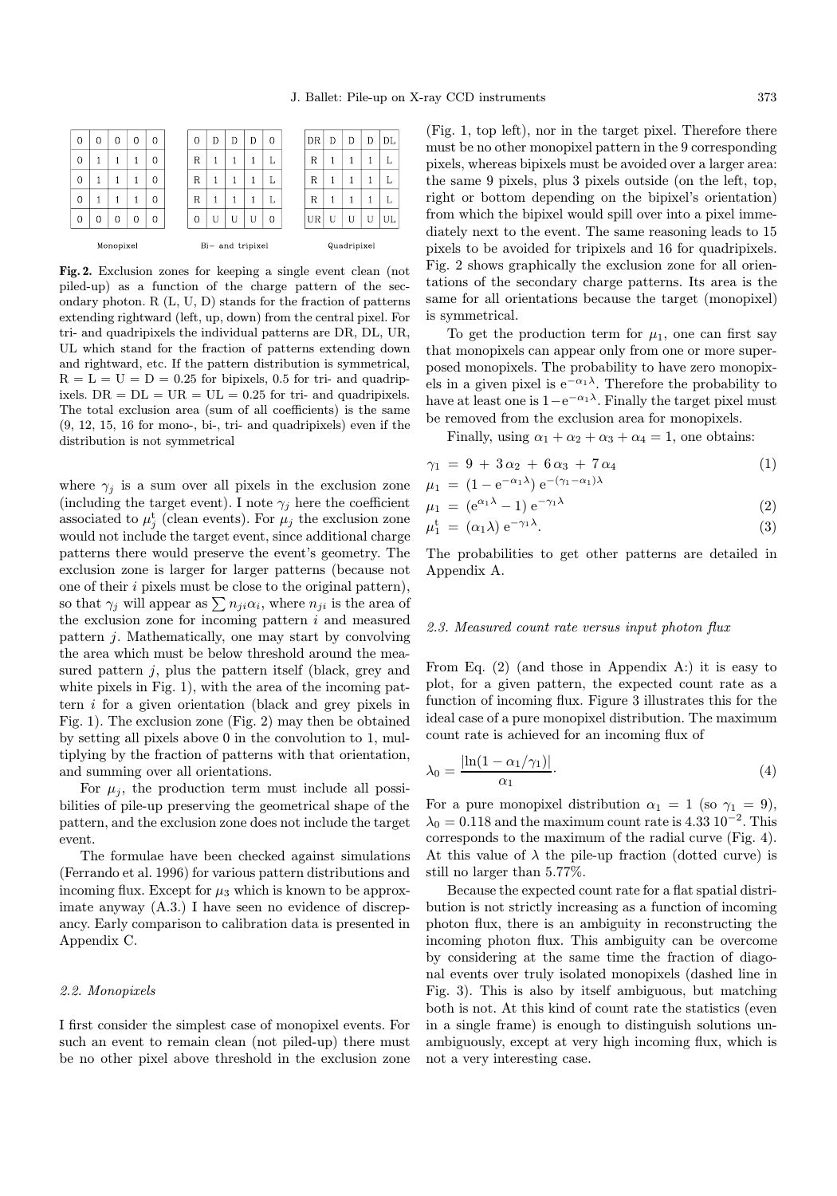| 0 | 0 | 0 | 0 | 0 |
|---|---|---|---|---|
| 0 | 1 | 1 | 1 | 0 |
| 0 | 1 | 1 | 1 | 0 |
| 0 | 1 | 1 | 1 | 0 |
| 0 | 0 | 0 | 0 | 0 |

Monopixel

| 0 | D | D | D | 0 |
|---|---|---|---|---|
| R | 1 | 1 | 1 | L |
| R | 1 | 1 | 1 | L |
| R | 1 | 1 | 1 | L |
| 0 | U | U | U | 0 |

Bi- and tripixel

| DR | D | D | D | DL |
|---|---|---|---|---|
| R | 1 | 1 | 1 | L |
| R | 1 | 1 | 1 | L |
| R | 1 | 1 | 1 | L |
| UR | U | U | U | UL |

Quadripixel

**Fig. 2.** Exclusion zones for keeping a single event clean (not piled-up) as a function of the charge pattern of the secondary photon. R (L, U, D) stands for the fraction of patterns extending rightward (left, up, down) from the central pixel. For tri- and quadripixels the individual patterns are DR, DL, UR, UL which stand for the fraction of patterns extending down and rightward, etc. If the pattern distribution is symmetrical, R = L = U = D = 0.25 for bipixels, 0.5 for tri- and quadripixels. DR = DL = UR = UL = 0.25 for tri- and quadripixels. The total exclusion area (sum of all coefficients) is the same (9, 12, 15, 16 for mono-, bi-, tri- and quadripixels) even if the distribution is not symmetrical

where $\gamma_j$ is a sum over all pixels in the exclusion zone (including the target event). I note $\gamma_j$ here the coefficient associated to $\mu_j^{\rm t}$ (clean events). For $\mu_j$ the exclusion zone would not include the target event, since additional charge patterns there would preserve the event's geometry. The exclusion zone is larger for larger patterns (because not one of their $i$ pixels must be close to the original pattern), so that $\gamma_j$ will appear as $\sum n_{ji}\alpha_i$, where $n_{ji}$ is the area of the exclusion zone for incoming pattern $i$ and measured pattern $j$. Mathematically, one may start by convolving the area which must be below threshold around the measured pattern $j$, plus the pattern itself (black, grey and white pixels in Fig. 1), with the area of the incoming pattern $i$ for a given orientation (black and grey pixels in Fig. 1). The exclusion zone (Fig. 2) may then be obtained by setting all pixels above 0 in the convolution to 1, multiplying by the fraction of patterns with that orientation, and summing over all orientations.

For $\mu_j$, the production term must include all possibilities of pile-up preserving the geometrical shape of the pattern, and the exclusion zone does not include the target event.

The formulae have been checked against simulations (Ferrando et al. 1996) for various pattern distributions and incoming flux. Except for $\mu_3$ which is known to be approximate anyway (A.3.) I have seen no evidence of discrepancy. Early comparison to calibration data is presented in Appendix C.

### 2.2. Monopixels

I first consider the simplest case of monopixel events. For such an event to remain clean (not piled-up) there must be no other pixel above threshold in the exclusion zone (Fig. 1, top left), nor in the target pixel. Therefore there must be no other monopixel pattern in the 9 corresponding pixels, whereas bipixels must be avoided over a larger area: the same 9 pixels, plus 3 pixels outside (on the left, top, right or bottom depending on the bipixel's orientation) from which the bipixel would spill over into a pixel immediately next to the event. The same reasoning leads to 15 pixels to be avoided for tripixels and 16 for quadripixels. Fig. 2 shows graphically the exclusion zone for all orientations of the secondary charge patterns. Its area is the same for all orientations because the target (monopixel) is symmetrical.

To get the production term for $\mu_1$, one can first say that monopixels can appear only from one or more superposed monopixels. The probability to have zero monopixels in a given pixel is $e^{-\alpha_1\lambda}$. Therefore the probability to have at least one is $1-e^{-\alpha_1\lambda}$. Finally the target pixel must be removed from the exclusion area for monopixels.

Finally, using $\alpha_1+\alpha_2+\alpha_3+\alpha_4 = 1$, one obtains:

$$\gamma_1 \;=\; 9 \;+\; 3\,\alpha_2 \;+\; 6\,\alpha_3 \;+\; 7\,\alpha_4 \tag{1}$$

$$\mu_1 \;=\; (1-e^{-\alpha_1\lambda})\,e^{-(\gamma_1-\alpha_1)\lambda}$$

$$\mu_1 \;=\; (e^{\alpha_1\lambda}-1)\,e^{-\gamma_1\lambda} \tag{2}$$

$$\mu_1^{\rm t} \;=\; (\alpha_1\lambda)\,e^{-\gamma_1\lambda}. \tag{3}$$

The probabilities to get other patterns are detailed in Appendix A.

### 2.3. Measured count rate versus input photon flux

From Eq. (2) (and those in Appendix A:) it is easy to plot, for a given pattern, the expected count rate as a function of incoming flux. Figure 3 illustrates this for the ideal case of a pure monopixel distribution. The maximum count rate is achieved for an incoming flux of

$$\lambda_0 = \frac{|\ln(1-\alpha_1/\gamma_1)|}{\alpha_1}. \tag{4}$$

For a pure monopixel distribution $\alpha_1 = 1$ (so $\gamma_1 = 9$), $\lambda_0 = 0.118$ and the maximum count rate is $4.33\;10^{-2}$. This corresponds to the maximum of the radial curve (Fig. 4). At this value of $\lambda$ the pile-up fraction (dotted curve) is still no larger than 5.77%.

Because the expected count rate for a flat spatial distribution is not strictly increasing as a function of incoming photon flux, there is an ambiguity in reconstructing the incoming photon flux. This ambiguity can be overcome by considering at the same time the fraction of diagonal events over truly isolated monopixels (dashed line in Fig. 3). This is also by itself ambiguous, but matching both is not. At this kind of count rate the statistics (even in a single frame) is enough to distinguish solutions unambiguously, except at very high incoming flux, which is not a very interesting case.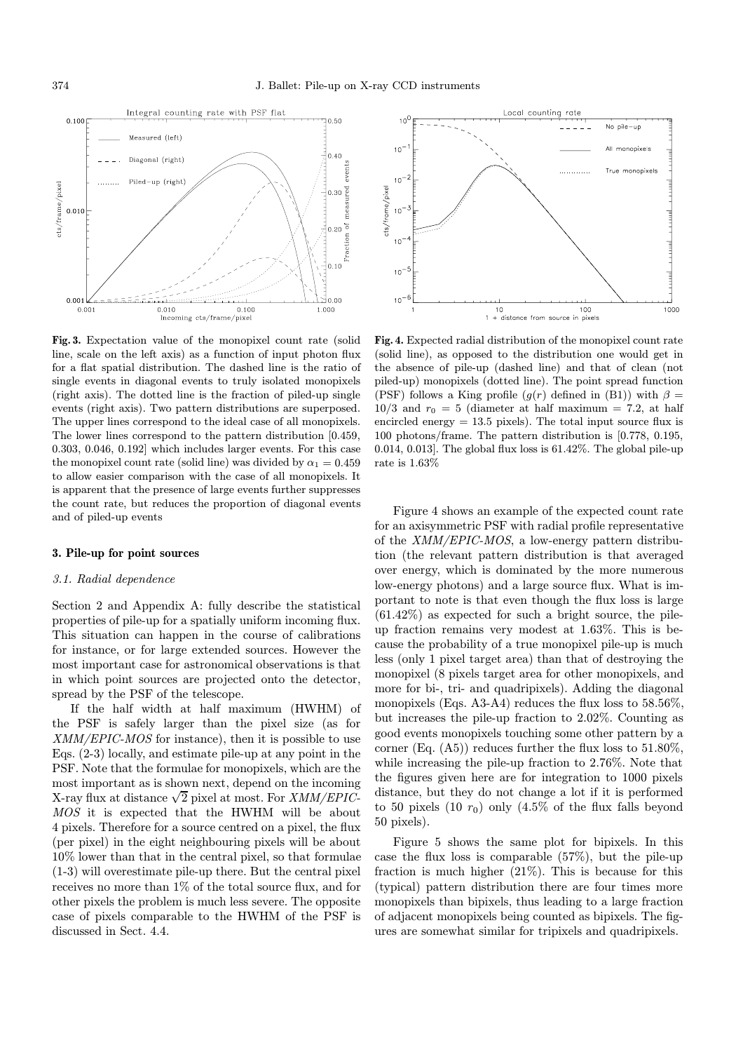**Fig. 3.** Expectation value of the monopixel count rate (solid line, scale on the left axis) as a function of input photon flux for a flat spatial distribution. The dashed line is the ratio of single events in diagonal events to truly isolated monopixels (right axis). The dotted line is the fraction of piled-up single events (right axis). Two pattern distributions are superposed. The upper lines correspond to the ideal case of all monopixels. The lower lines correspond to the pattern distribution [0.459, 0.303, 0.046, 0.192] which includes larger events. For this case the monopixel count rate (solid line) was divided by $\alpha_1 = 0.459$ to allow easier comparison with the case of all monopixels. It is apparent that the presence of large events further suppresses the count rate, but reduces the proportion of diagonal events and of piled-up events

**Fig. 4.** Expected radial distribution of the monopixel count rate (solid line), as opposed to the distribution one would get in the absence of pile-up (dashed line) and that of clean (not piled-up) monopixels (dotted line). The point spread function (PSF) follows a King profile ($g(r)$ defined in (B1)) with $\beta = 10/3$ and $r_0 = 5$ (diameter at half maximum = 7.2, at half encircled energy = 13.5 pixels). The total input source flux is 100 photons/frame. The pattern distribution is [0.778, 0.195, 0.014, 0.013]. The global flux loss is 61.42%. The global pile-up rate is 1.63%

## 3. Pile-up for point sources

### 3.1. Radial dependence

Section 2 and Appendix A: fully describe the statistical properties of pile-up for a spatially uniform incoming flux. This situation can happen in the course of calibrations for instance, or for large extended sources. However the most important case for astronomical observations is that in which point sources are projected onto the detector, spread by the PSF of the telescope.

If the half width at half maximum (HWHM) of the PSF is safely larger than the pixel size (as for *XMM/EPIC-MOS* for instance), then it is possible to use Eqs. (2-3) locally, and estimate pile-up at any point in the PSF. Note that the formulae for monopixels, which are the most important as is shown next, depend on the incoming X-ray flux at distance $\sqrt{2}$ pixel at most. For *XMM/EPIC-MOS* it is expected that the HWHM will be about 4 pixels. Therefore for a source centred on a pixel, the flux (per pixel) in the eight neighbouring pixels will be about 10% lower than that in the central pixel, so that formulae (1-3) will overestimate pile-up there. But the central pixel receives no more than 1% of the total source flux, and for other pixels the problem is much less severe. The opposite case of pixels comparable to the HWHM of the PSF is discussed in Sect. 4.4.

Figure 4 shows an example of the expected count rate for an axisymmetric PSF with radial profile representative of the *XMM/EPIC-MOS*, a low-energy pattern distribution (the relevant pattern distribution is that averaged over energy, which is dominated by the more numerous low-energy photons) and a large source flux. What is important to note is that even though the flux loss is large (61.42%) as expected for such a bright source, the pile-up fraction remains very modest at 1.63%. This is because the probability of a true monopixel pile-up is much less (only 1 pixel target area) than that of destroying the monopixel (8 pixels target area for other monopixels, and more for bi-, tri- and quadripixels). Adding the diagonal monopixels (Eqs. A3-A4) reduces the flux loss to 58.56%, but increases the pile-up fraction to 2.02%. Counting as good events monopixels touching some other pattern by a corner (Eq. (A5)) reduces further the flux loss to 51.80%, while increasing the pile-up fraction to 2.76%. Note that the figures given here are for integration to 1000 pixels distance, but they do not change a lot if it is performed to 50 pixels (10 $r_0$) only (4.5% of the flux falls beyond 50 pixels).

Figure 5 shows the same plot for bipixels. In this case the flux loss is comparable (57%), but the pile-up fraction is much higher (21%). This is because for this (typical) pattern distribution there are four times more monopixels than bipixels, thus leading to a large fraction of adjacent monopixels being counted as bipixels. The figures are somewhat similar for tripixels and quadripixels.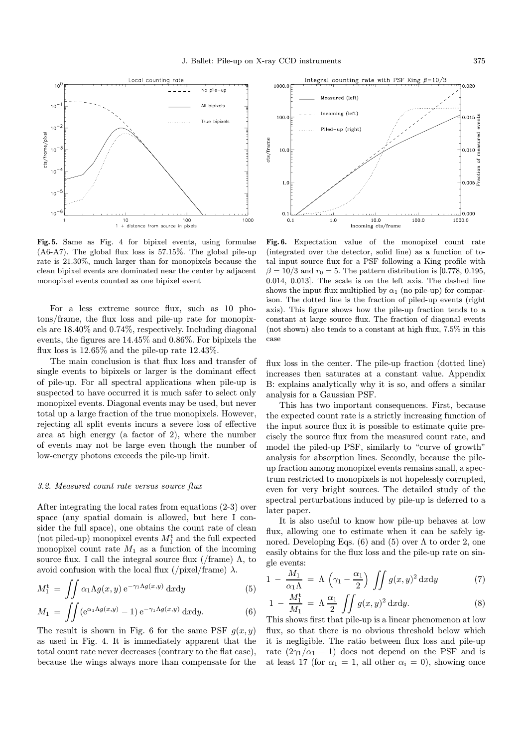**Fig. 5.** Same as Fig. 4 for bipixel events, using formulae (A6-A7). The global flux loss is 57.15%. The global pile-up rate is 21.30%, much larger than for monopixels because the clean bipixel events are dominated near the center by adjacent monopixel events counted as one bipixel event

For a less extreme source flux, such as 10 photons/frame, the flux loss and pile-up rate for monopixels are 18.40% and 0.74%, respectively. Including diagonal events, the figures are 14.45% and 0.86%. For bipixels the flux loss is 12.65% and the pile-up rate 12.43%.

The main conclusion is that flux loss and transfer of single events to bipixels or larger is the dominant effect of pile-up. For all spectral applications when pile-up is suspected to have occurred it is much safer to select only monopixel events. Diagonal events may be used, but never total up a large fraction of the true monopixels. However, rejecting all split events incurs a severe loss of effective area at high energy (a factor of 2), where the number of events may not be large even though the number of low-energy photons exceeds the pile-up limit.

### 3.2. Measured count rate versus source flux

After integrating the local rates from equations (2-3) over space (any spatial domain is allowed, but here I consider the full space), one obtains the count rate of clean (not piled-up) monopixel events $M_1^{\rm t}$ and the full expected monopixel count rate $M_1$ as a function of the incoming source flux. I call the integral source flux (/frame) $\Lambda$, to avoid confusion with the local flux (/pixel/frame) $\lambda$.

$$M_1^{\rm t} = \iint \alpha_1 \Lambda g(x,y)\, {\rm e}^{-\gamma_1 \Lambda g(x,y)}\, {\rm d}x{\rm d}y \tag{5}$$

$$M_1 = \iint ({\rm e}^{\alpha_1 \Lambda g(x,y)} - 1)\, {\rm e}^{-\gamma_1 \Lambda g(x,y)}\, {\rm d}x{\rm d}y. \tag{6}$$

The result is shown in Fig. 6 for the same PSF $g(x,y)$ as used in Fig. 4. It is immediately apparent that the total count rate never decreases (contrary to the flat case), because the wings always more than compensate for the flux loss in the center. The pile-up fraction (dotted line) increases then saturates at a constant value. Appendix B: explains analytically why it is so, and offers a similar analysis for a Gaussian PSF.

**Fig. 6.** Expectation value of the monopixel count rate (integrated over the detector, solid line) as a function of total input source flux for a PSF following a King profile with $\beta = 10/3$ and $r_0 = 5$. The pattern distribution is [0.778, 0.195, 0.014, 0.013]. The scale is on the left axis. The dashed line shows the input flux multiplied by $\alpha_1$ (no pile-up) for comparison. The dotted line is the fraction of piled-up events (right axis). This figure shows how the pile-up fraction tends to a constant at large source flux. The fraction of diagonal events (not shown) also tends to a constant at high flux, 7.5% in this case

This has two important consequences. First, because the expected count rate is a strictly increasing function of the input source flux it is possible to estimate quite precisely the source flux from the measured count rate, and model the piled-up PSF, similarly to "curve of growth" analysis for absorption lines. Secondly, because the pile-up fraction among monopixel events remains small, a spectrum restricted to monopixels is not hopelessly corrupted, even for very bright sources. The detailed study of the spectral perturbations induced by pile-up is deferred to a later paper.

It is also useful to know how pile-up behaves at low flux, allowing one to estimate when it can be safely ignored. Developing Eqs. (6) and (5) over $\Lambda$ to order 2, one easily obtains for the flux loss and the pile-up rate on single events:

$$1 - \frac{M_1}{\alpha_1 \Lambda} = \Lambda \left(\gamma_1 - \frac{\alpha_1}{2}\right) \iint g(x,y)^2\, {\rm d}x{\rm d}y \tag{7}$$

$$1 - \frac{M_1^{\rm t}}{M_1} = \Lambda \frac{\alpha_1}{2} \iint g(x,y)^2\, {\rm d}x{\rm d}y. \tag{8}$$

This shows first that pile-up is a linear phenomenon at low flux, so that there is no obvious threshold below which it is negligible. The ratio between flux loss and pile-up rate ($2\gamma_1/\alpha_1 - 1$) does not depend on the PSF and is at least 17 (for $\alpha_1 = 1$, all other $\alpha_i = 0$), showing once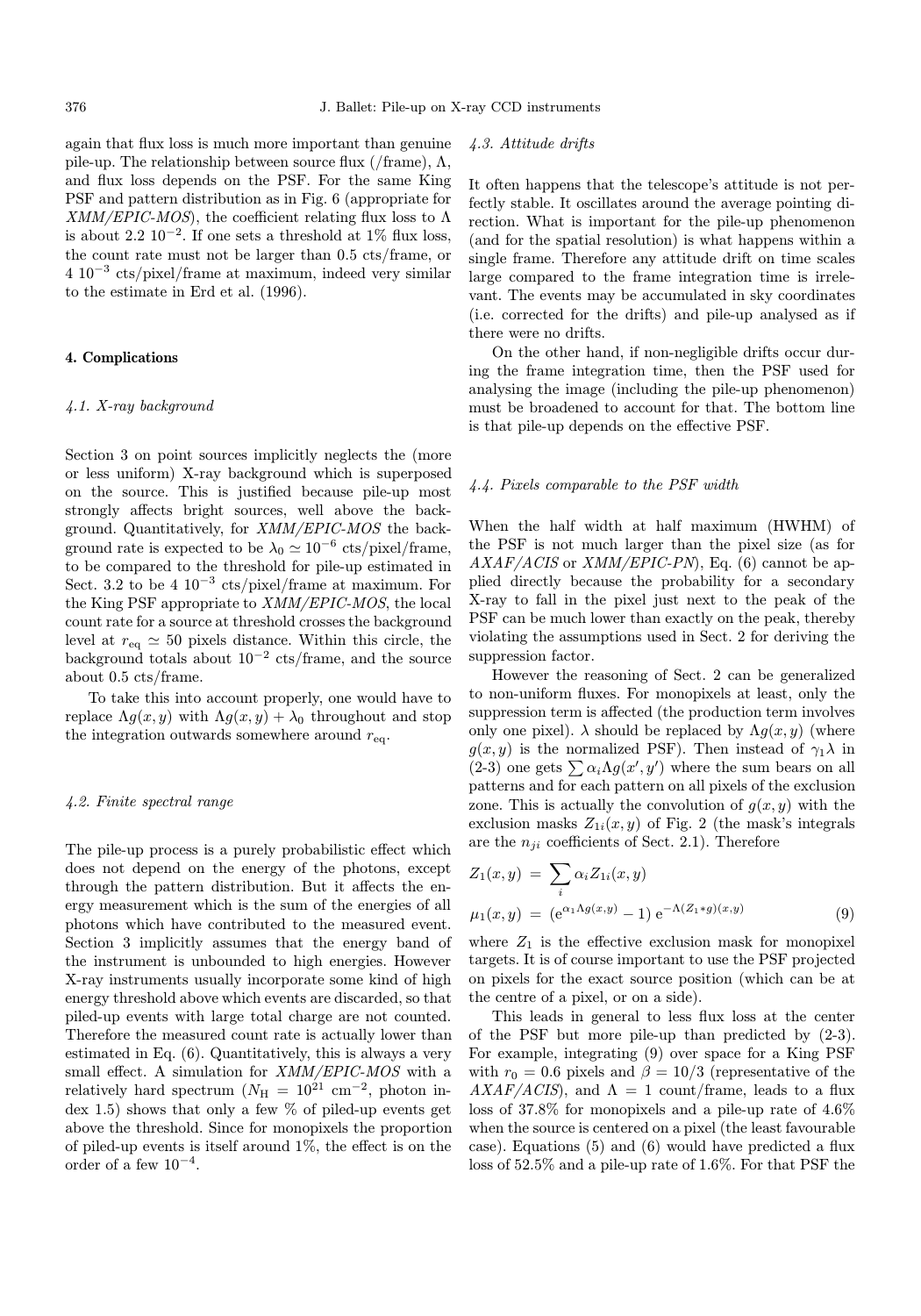again that flux loss is much more important than genuine pile-up. The relationship between source flux (/frame), $\Lambda$, and flux loss depends on the PSF. For the same King PSF and pattern distribution as in Fig. 6 (appropriate for *XMM/EPIC-MOS*), the coefficient relating flux loss to $\Lambda$ is about $2.2\ 10^{-2}$. If one sets a threshold at 1% flux loss, the count rate must not be larger than 0.5 cts/frame, or $4\ 10^{-3}$ cts/pixel/frame at maximum, indeed very similar to the estimate in Erd et al. (1996).

## 4. Complications

### 4.1. X-ray background

Section 3 on point sources implicitly neglects the (more or less uniform) X-ray background which is superposed on the source. This is justified because pile-up most strongly affects bright sources, well above the background. Quantitatively, for *XMM/EPIC-MOS* the background rate is expected to be $\lambda_0 \simeq 10^{-6}$ cts/pixel/frame, to be compared to the threshold for pile-up estimated in Sect. 3.2 to be $4\ 10^{-3}$ cts/pixel/frame at maximum. For the King PSF appropriate to *XMM/EPIC-MOS*, the local count rate for a source at threshold crosses the background level at $r_{\rm eq} \simeq 50$ pixels distance. Within this circle, the background totals about $10^{-2}$ cts/frame, and the source about 0.5 cts/frame.

To take this into account properly, one would have to replace $\Lambda g(x,y)$ with $\Lambda g(x,y) + \lambda_0$ throughout and stop the integration outwards somewhere around $r_{\rm eq}$.

### 4.2. Finite spectral range

The pile-up process is a purely probabilistic effect which does not depend on the energy of the photons, except through the pattern distribution. But it affects the energy measurement which is the sum of the energies of all photons which have contributed to the measured event. Section 3 implicitly assumes that the energy band of the instrument is unbounded to high energies. However X-ray instruments usually incorporate some kind of high energy threshold above which events are discarded, so that piled-up events with large total charge are not counted. Therefore the measured count rate is actually lower than estimated in Eq. (6). Quantitatively, this is always a very small effect. A simulation for *XMM/EPIC-MOS* with a relatively hard spectrum ($N_{\rm H} = 10^{21}$ cm$^{-2}$, photon index 1.5) shows that only a few % of piled-up events get above the threshold. Since for monopixels the proportion of piled-up events is itself around 1%, the effect is on the order of a few $10^{-4}$.

### 4.3. Attitude drifts

It often happens that the telescope's attitude is not perfectly stable. It oscillates around the average pointing direction. What is important for the pile-up phenomenon (and for the spatial resolution) is what happens within a single frame. Therefore any attitude drift on time scales large compared to the frame integration time is irrelevant. The events may be accumulated in sky coordinates (i.e. corrected for the drifts) and pile-up analysed as if there were no drifts.

On the other hand, if non-negligible drifts occur during the frame integration time, then the PSF used for analysing the image (including the pile-up phenomenon) must be broadened to account for that. The bottom line is that pile-up depends on the effective PSF.

### 4.4. Pixels comparable to the PSF width

When the half width at half maximum (HWHM) of the PSF is not much larger than the pixel size (as for *AXAF/ACIS* or *XMM/EPIC-PN*), Eq. (6) cannot be applied directly because the probability for a secondary X-ray to fall in the pixel just next to the peak of the PSF can be much lower than exactly on the peak, thereby violating the assumptions used in Sect. 2 for deriving the suppression factor.

However the reasoning of Sect. 2 can be generalized to non-uniform fluxes. For monopixels at least, only the suppression term is affected (the production term involves only one pixel). $\lambda$ should be replaced by $\Lambda g(x,y)$ (where $g(x,y)$ is the normalized PSF). Then instead of $\gamma_1 \lambda$ in (2-3) one gets $\sum \alpha_i \Lambda g(x',y')$ where the sum bears on all patterns and for each pattern on all pixels of the exclusion zone. This is actually the convolution of $g(x,y)$ with the exclusion masks $Z_{1i}(x,y)$ of Fig. 2 (the mask's integrals are the $n_{ji}$ coefficients of Sect. 2.1). Therefore

$$
Z_1(x,y) = \sum_i \alpha_i Z_{1i}(x,y)
$$

$$
\mu_1(x,y) = (\mathrm{e}^{\alpha_1 \Lambda g(x,y)} - 1)\, \mathrm{e}^{-\Lambda (Z_1 * g)(x,y)} \qquad (9)
$$

where $Z_1$ is the effective exclusion mask for monopixel targets. It is of course important to use the PSF projected on pixels for the exact source position (which can be at the centre of a pixel, or on a side).

This leads in general to less flux loss at the center of the PSF but more pile-up than predicted by (2-3). For example, integrating (9) over space for a King PSF with $r_0 = 0.6$ pixels and $\beta = 10/3$ (representative of the *AXAF/ACIS*), and $\Lambda = 1$ count/frame, leads to a flux loss of 37.8% for monopixels and a pile-up rate of 4.6% when the source is centered on a pixel (the least favourable case). Equations (5) and (6) would have predicted a flux loss of 52.5% and a pile-up rate of 1.6%. For that PSF the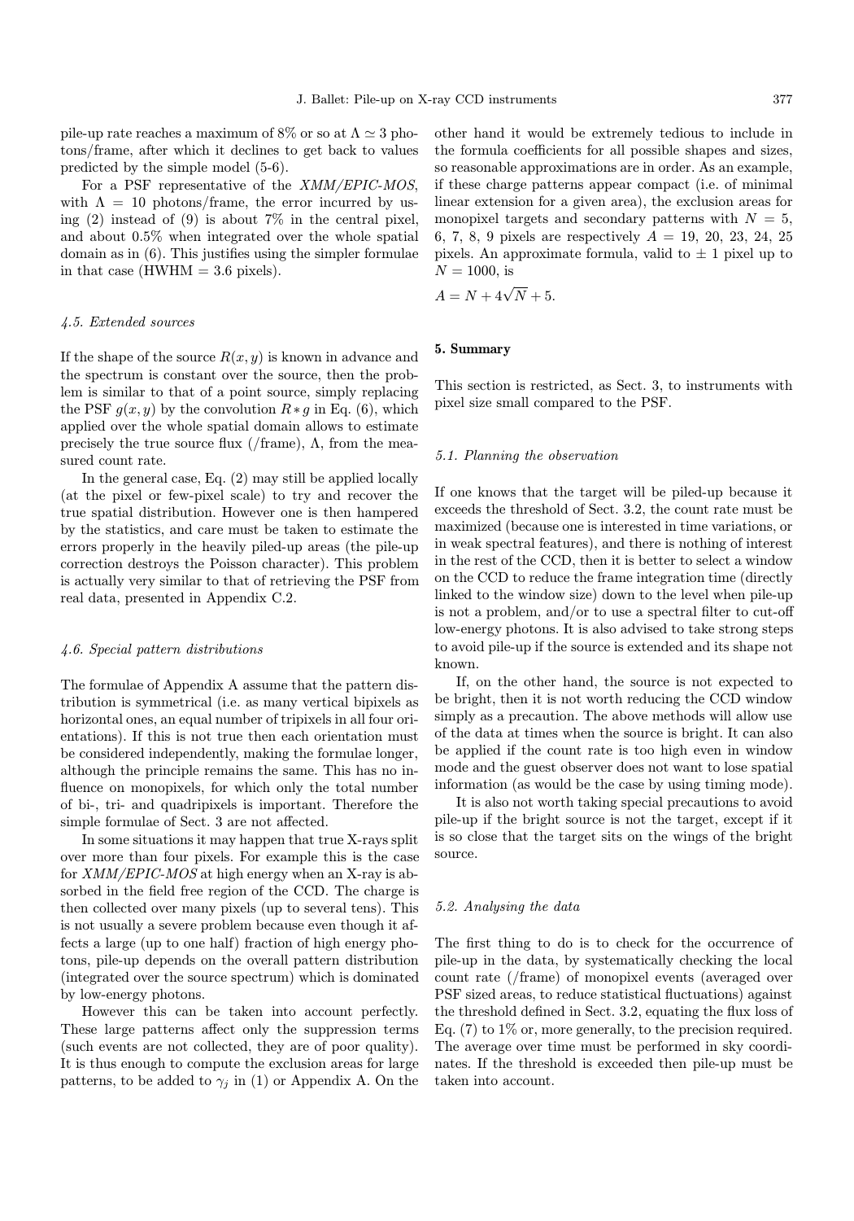pile-up rate reaches a maximum of 8% or so at $\Lambda \simeq 3$ photons/frame, after which it declines to get back to values predicted by the simple model (5-6).

For a PSF representative of the *XMM/EPIC-MOS*, with $\Lambda = 10$ photons/frame, the error incurred by using (2) instead of (9) is about 7% in the central pixel, and about 0.5% when integrated over the whole spatial domain as in (6). This justifies using the simpler formulae in that case (HWHM = 3.6 pixels).

### *4.5. Extended sources*

If the shape of the source $R(x, y)$ is known in advance and the spectrum is constant over the source, then the problem is similar to that of a point source, simply replacing the PSF $g(x, y)$ by the convolution $R * g$ in Eq. (6), which applied over the whole spatial domain allows to estimate precisely the true source flux (/frame), $\Lambda$, from the measured count rate.

In the general case, Eq. (2) may still be applied locally (at the pixel or few-pixel scale) to try and recover the true spatial distribution. However one is then hampered by the statistics, and care must be taken to estimate the errors properly in the heavily piled-up areas (the pile-up correction destroys the Poisson character). This problem is actually very similar to that of retrieving the PSF from real data, presented in Appendix C.2.

### *4.6. Special pattern distributions*

The formulae of Appendix A assume that the pattern distribution is symmetrical (i.e. as many vertical bipixels as horizontal ones, an equal number of tripixels in all four orientations). If this is not true then each orientation must be considered independently, making the formulae longer, although the principle remains the same. This has no influence on monopixels, for which only the total number of bi-, tri- and quadripixels is important. Therefore the simple formulae of Sect. 3 are not affected.

In some situations it may happen that true X-rays split over more than four pixels. For example this is the case for *XMM/EPIC-MOS* at high energy when an X-ray is absorbed in the field free region of the CCD. The charge is then collected over many pixels (up to several tens). This is not usually a severe problem because even though it affects a large (up to one half) fraction of high energy photons, pile-up depends on the overall pattern distribution (integrated over the source spectrum) which is dominated by low-energy photons.

However this can be taken into account perfectly. These large patterns affect only the suppression terms (such events are not collected, they are of poor quality). It is thus enough to compute the exclusion areas for large patterns, to be added to $\gamma_j$ in (1) or Appendix A. On the other hand it would be extremely tedious to include in the formula coefficients for all possible shapes and sizes, so reasonable approximations are in order. As an example, if these charge patterns appear compact (i.e. of minimal linear extension for a given area), the exclusion areas for monopixel targets and secondary patterns with $N = 5$, 6, 7, 8, 9 pixels are respectively $A = 19$, 20, 23, 24, 25 pixels. An approximate formula, valid to $\pm$ 1 pixel up to $N = 1000$, is

$$A = N + 4\sqrt{N} + 5.$$

## 5. Summary

This section is restricted, as Sect. 3, to instruments with pixel size small compared to the PSF.

### *5.1. Planning the observation*

If one knows that the target will be piled-up because it exceeds the threshold of Sect. 3.2, the count rate must be maximized (because one is interested in time variations, or in weak spectral features), and there is nothing of interest in the rest of the CCD, then it is better to select a window on the CCD to reduce the frame integration time (directly linked to the window size) down to the level when pile-up is not a problem, and/or to use a spectral filter to cut-off low-energy photons. It is also advised to take strong steps to avoid pile-up if the source is extended and its shape not known.

If, on the other hand, the source is not expected to be bright, then it is not worth reducing the CCD window simply as a precaution. The above methods will allow use of the data at times when the source is bright. It can also be applied if the count rate is too high even in window mode and the guest observer does not want to lose spatial information (as would be the case by using timing mode).

It is also not worth taking special precautions to avoid pile-up if the bright source is not the target, except if it is so close that the target sits on the wings of the bright source.

### *5.2. Analysing the data*

The first thing to do is to check for the occurrence of pile-up in the data, by systematically checking the local count rate (/frame) of monopixel events (averaged over PSF sized areas, to reduce statistical fluctuations) against the threshold defined in Sect. 3.2, equating the flux loss of Eq. (7) to 1% or, more generally, to the precision required. The average over time must be performed in sky coordinates. If the threshold is exceeded then pile-up must be taken into account.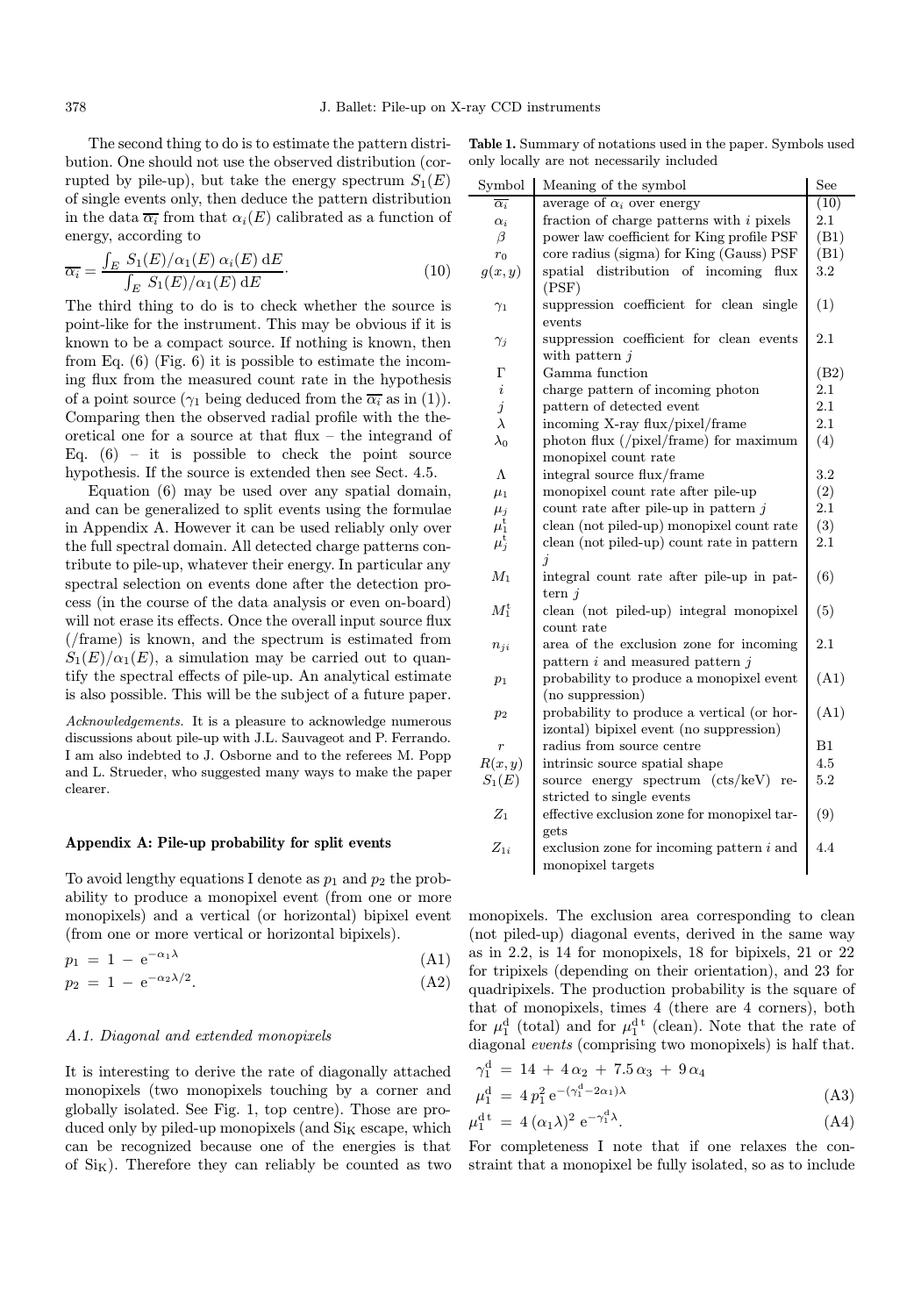The second thing to do is to estimate the pattern distribution. One should not use the observed distribution (corrupted by pile-up), but take the energy spectrum $S_1(E)$ of single events only, then deduce the pattern distribution in the data $\overline{\alpha_i}$ from that $\alpha_i(E)$ calibrated as a function of energy, according to

$$\overline{\alpha_i} = \frac{\int_E S_1(E)/\alpha_1(E)\, \alpha_i(E)\, \mathrm{d}E}{\int_E S_1(E)/\alpha_1(E)\, \mathrm{d}E}. \tag{10}$$

The third thing to do is to check whether the source is point-like for the instrument. This may be obvious if it is known to be a compact source. If nothing is known, then from Eq. (6) (Fig. 6) it is possible to estimate the incoming flux from the measured count rate in the hypothesis of a point source ($\gamma_1$ being deduced from the $\overline{\alpha_i}$ as in (1)). Comparing then the observed radial profile with the theoretical one for a source at that flux – the integrand of Eq. (6) – it is possible to check the point source hypothesis. If the source is extended then see Sect. 4.5.

Equation (6) may be used over any spatial domain, and can be generalized to split events using the formulae in Appendix A. However it can be used reliably only over the full spectral domain. All detected charge patterns contribute to pile-up, whatever their energy. In particular any spectral selection on events done after the detection process (in the course of the data analysis or even on-board) will not erase its effects. Once the overall input source flux (/frame) is known, and the spectrum is estimated from $S_1(E)/\alpha_1(E)$, a simulation may be carried out to quantify the spectral effects of pile-up. An analytical estimate is also possible. This will be the subject of a future paper.

*Acknowledgements.* It is a pleasure to acknowledge numerous discussions about pile-up with J.L. Sauvageot and P. Ferrando. I am also indebted to J. Osborne and to the referees M. Popp and L. Strueder, who suggested many ways to make the paper clearer.

**Table 1.** Summary of notations used in the paper. Symbols used only locally are not necessarily included

| Symbol | Meaning of the symbol | See |
|---|---|---|
| $\overline{\alpha_i}$ | average of $\alpha_i$ over energy | (10) |
| $\alpha_i$ | fraction of charge patterns with $i$ pixels | 2.1 |
| $\beta$ | power law coefficient for King profile PSF | (B1) |
| $r_0$ | core radius (sigma) for King (Gauss) PSF | (B1) |
| $g(x,y)$ | spatial distribution of incoming flux (PSF) | 3.2 |
| $\gamma_1$ | suppression coefficient for clean single events | (1) |
| $\gamma_j$ | suppression coefficient for clean events with pattern $j$ | 2.1 |
| $\Gamma$ | Gamma function | (B2) |
| $i$ | charge pattern of incoming photon | 2.1 |
| $j$ | pattern of detected event | 2.1 |
| $\lambda$ | incoming X-ray flux/pixel/frame | 2.1 |
| $\lambda_0$ | photon flux (/pixel/frame) for maximum monopixel count rate | (4) |
| $\Lambda$ | integral source flux/frame | 3.2 |
| $\mu_1$ | monopixel count rate after pile-up | (2) |
| $\mu_j$ | count rate after pile-up in pattern $j$ | 2.1 |
| $\mu_1^{\mathrm{t}}$ | clean (not piled-up) monopixel count rate | (3) |
| $\mu_j^{\mathrm{t}}$ | clean (not piled-up) count rate in pattern $j$ | 2.1 |
| $M_1$ | integral count rate after pile-up in pattern $j$ | (6) |
| $M_1^{\mathrm{t}}$ | clean (not piled-up) integral monopixel count rate | (5) |
| $n_{ji}$ | area of the exclusion zone for incoming pattern $i$ and measured pattern $j$ | 2.1 |
| $p_1$ | probability to produce a monopixel event (no suppression) | (A1) |
| $p_2$ | probability to produce a vertical (or horizontal) bipixel event (no suppression) | (A1) |
| $r$ | radius from source centre | B1 |
| $R(x,y)$ | intrinsic source spatial shape | 4.5 |
| $S_1(E)$ | source energy spectrum (cts/keV) restricted to single events | 5.2 |
| $Z_1$ | effective exclusion zone for monopixel targets | (9) |
| $Z_{1i}$ | exclusion zone for incoming pattern $i$ and monopixel targets | 4.4 |

## Appendix A: Pile-up probability for split events

To avoid lengthy equations I denote as $p_1$ and $p_2$ the probability to produce a monopixel event (from one or more monopixels) and a vertical (or horizontal) bipixel event (from one or more vertical or horizontal bipixels).

$$p_1 = 1 - \mathrm{e}^{-\alpha_1\lambda} \tag{A1}$$

$$p_2 = 1 - \mathrm{e}^{-\alpha_2\lambda/2}. \tag{A2}$$

### A.1. Diagonal and extended monopixels

It is interesting to derive the rate of diagonally attached monopixels (two monopixels touching by a corner and globally isolated. See Fig. 1, top centre). Those are produced only by piled-up monopixels (and $\mathrm{Si_K}$ escape, which can be recognized because one of the energies is that of $\mathrm{Si_K}$). Therefore they can reliably be counted as two monopixels. The exclusion area corresponding to clean (not piled-up) diagonal events, derived in the same way as in 2.2, is 14 for monopixels, 18 for bipixels, 21 or 22 for tripixels (depending on their orientation), and 23 for quadripixels. The production probability is the square of that of monopixels, times 4 (there are 4 corners), both for $\mu_1^{\mathrm{d}}$ (total) and for $\mu_1^{\mathrm{d\,t}}$ (clean). Note that the rate of diagonal *events* (comprising two monopixels) is half that.

$$\gamma_1^{\mathrm{d}} = 14 + 4\,\alpha_2 + 7.5\,\alpha_3 + 9\,\alpha_4$$

$$\mu_1^{\mathrm{d}} = 4\,p_1^2\,\mathrm{e}^{-(\gamma_1^{\mathrm{d}}-2\alpha_1)\lambda} \tag{A3}$$

$$\mu_1^{\mathrm{d\,t}} = 4\,(\alpha_1\lambda)^2\,\mathrm{e}^{-\gamma_1^{\mathrm{d}}\lambda}. \tag{A4}$$

For completeness I note that if one relaxes the constraint that a monopixel be fully isolated, so as to include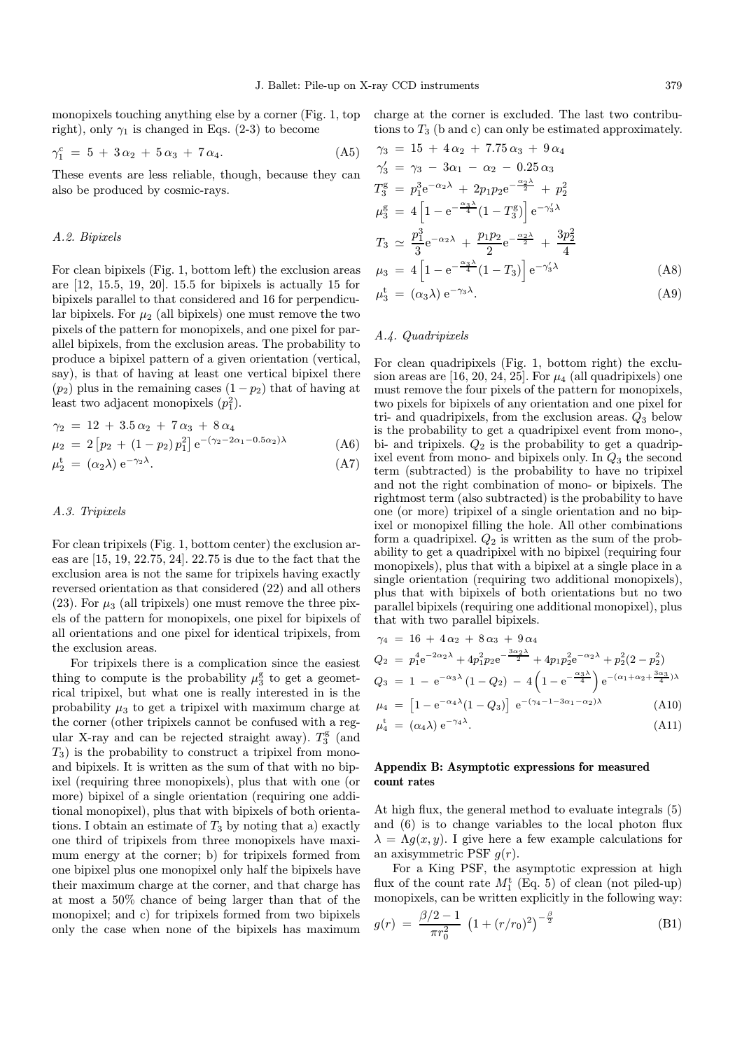monopixels touching anything else by a corner (Fig. 1, top right), only $\gamma_1$ is changed in Eqs. (2-3) to become

$$\gamma_1^{\rm c} \;=\; 5 \;+\; 3\,\alpha_2 \;+\; 5\,\alpha_3 \;+\; 7\,\alpha_4. \tag{A5}$$

These events are less reliable, though, because they can also be produced by cosmic-rays.

### A.2. Bipixels

For clean bipixels (Fig. 1, bottom left) the exclusion areas are [12, 15.5, 19, 20]. 15.5 for bipixels is actually 15 for bipixels parallel to that considered and 16 for perpendicular bipixels. For $\mu_2$ (all bipixels) one must remove the two pixels of the pattern for monopixels, and one pixel for parallel bipixels, from the exclusion areas. The probability to produce a bipixel pattern of a given orientation (vertical, say), is that of having at least one vertical bipixel there ($p_2$) plus in the remaining cases $(1-p_2)$ that of having at least two adjacent monopixels ($p_1^2$).

$$\gamma_2 \;=\; 12 \;+\; 3.5\,\alpha_2 \;+\; 7\,\alpha_3 \;+\; 8\,\alpha_4$$

$$\mu_2 \;=\; 2\left[p_2 \;+\; (1-p_2)\,p_1^2\right]\,{\rm e}^{-(\gamma_2-2\alpha_1-0.5\alpha_2)\lambda} \tag{A6}$$

$$\mu_2^{\rm t} \;=\; (\alpha_2\lambda)\,{\rm e}^{-\gamma_2\lambda}. \tag{A7}$$

### A.3. Tripixels

For clean tripixels (Fig. 1, bottom center) the exclusion areas are [15, 19, 22.75, 24]. 22.75 is due to the fact that the exclusion area is not the same for tripixels having exactly reversed orientation as that considered (22) and all others (23). For $\mu_3$ (all tripixels) one must remove the three pixels of the pattern for monopixels, one pixel for bipixels of all orientations and one pixel for identical tripixels, from the exclusion areas.

For tripixels there is a complication since the easiest thing to compute is the probability $\mu_3^{\rm g}$ to get a geometrical tripixel, but what one is really interested in is the probability $\mu_3$ to get a tripixel with maximum charge at the corner (other tripixels cannot be confused with a regular X-ray and can be rejected straight away). $T_3^{\rm g}$ (and $T_3$) is the probability to construct a tripixel from mono- and bipixels. It is written as the sum of that with no bipixel (requiring three monopixels), plus that with one (or more) bipixel of a single orientation (requiring one additional monopixel), plus that with bipixels of both orientations. I obtain an estimate of $T_3$ by noting that a) exactly one third of tripixels from three monopixels have maximum energy at the corner; b) for tripixels formed from one bipixel plus one monopixel only half the bipixels have their maximum charge at the corner, and that charge has at most a 50% chance of being larger than that of the monopixel; and c) for tripixels formed from two bipixels only the case when none of the bipixels has maximum charge at the corner is excluded. The last two contributions to $T_3$ (b and c) can only be estimated approximately.

$$\gamma_3 \;=\; 15 \;+\; 4\,\alpha_2 \;+\; 7.75\,\alpha_3 \;+\; 9\,\alpha_4$$

$$\gamma_3' \;=\; \gamma_3 \;-\; 3\alpha_1 \;-\; \alpha_2 \;-\; 0.25\,\alpha_3$$

$$T_3^{\rm g} \;=\; p_1^3{\rm e}^{-\alpha_2\lambda} \;+\; 2p_1p_2{\rm e}^{-\frac{\alpha_2\lambda}{2}} \;+\; p_2^2$$

$$\mu_3^{\rm g} \;=\; 4\left[1-{\rm e}^{-\frac{\alpha_3\lambda}{4}}(1-T_3^{\rm g})\right]{\rm e}^{-\gamma_3'\lambda}$$

$$T_3 \;\simeq\; \frac{p_1^3}{3}{\rm e}^{-\alpha_2\lambda} \;+\; \frac{p_1p_2}{2}{\rm e}^{-\frac{\alpha_2\lambda}{2}} \;+\; \frac{3p_2^2}{4}$$

$$\mu_3 \;=\; 4\left[1-{\rm e}^{-\frac{\alpha_3\lambda}{4}}(1-T_3)\right]{\rm e}^{-\gamma_3'\lambda} \tag{A8}$$

$$\mu_3^{\rm t} \;=\; (\alpha_3\lambda)\,{\rm e}^{-\gamma_3\lambda}. \tag{A9}$$

### A.4. Quadripixels

For clean quadripixels (Fig. 1, bottom right) the exclusion areas are [16, 20, 24, 25]. For $\mu_4$ (all quadripixels) one must remove the four pixels of the pattern for monopixels, two pixels for bipixels of any orientation and one pixel for tri- and quadripixels, from the exclusion areas. $Q_3$ below is the probability to get a quadripixel event from mono-, bi- and tripixels. $Q_2$ is the probability to get a quadripixel event from mono- and bipixels only. In $Q_3$ the second term (subtracted) is the probability to have no tripixel and not the right combination of mono- or bipixels. The rightmost term (also subtracted) is the probability to have one (or more) tripixel of a single orientation and no bipixel or monopixel filling the hole. All other combinations form a quadripixel. $Q_2$ is written as the sum of the probability to get a quadripixel with no bipixel (requiring four monopixels), plus that with a bipixel at a single place in a single orientation (requiring two additional monopixels), plus that with bipixels of both orientations but no two parallel bipixels (requiring one additional monopixel), plus that with two parallel bipixels.

$$\gamma_4 \;=\; 16 \;+\; 4\,\alpha_2 \;+\; 8\,\alpha_3 \;+\; 9\,\alpha_4$$

$$Q_2 \;=\; p_1^4{\rm e}^{-2\alpha_2\lambda} + 4p_1^2p_2{\rm e}^{-\frac{3\alpha_2\lambda}{2}} + 4p_1p_2^2{\rm e}^{-\alpha_2\lambda} + p_2^2(2-p_2^2)$$

$$Q_3 \;=\; 1 \;-\; {\rm e}^{-\alpha_3\lambda}\,(1-Q_2) \;-\; 4\left(1-{\rm e}^{-\frac{\alpha_3\lambda}{4}}\right){\rm e}^{-(\alpha_1+\alpha_2+\frac{3\alpha_3}{4})\lambda}$$

$$\mu_4 \;=\; \left[1-{\rm e}^{-\alpha_4\lambda}(1-Q_3)\right]\;{\rm e}^{-(\gamma_4-1-3\alpha_1-\alpha_2)\lambda} \tag{A10}$$

$$\mu_4^{\rm t} \;=\; (\alpha_4\lambda)\,{\rm e}^{-\gamma_4\lambda}. \tag{A11}$$

## Appendix B: Asymptotic expressions for measured count rates

At high flux, the general method to evaluate integrals (5) and (6) is to change variables to the local photon flux $\lambda = \Lambda g(x,y)$. I give here a few example calculations for an axisymmetric PSF $g(r)$.

For a King PSF, the asymptotic expression at high flux of the count rate $M_1^{\rm t}$ (Eq. 5) of clean (not piled-up) monopixels, can be written explicitly in the following way:

$$g(r) \;=\; \frac{\beta/2-1}{\pi r_0^2}\;\left(1+(r/r_0)^2\right)^{-\frac{\beta}{2}} \tag{B1}$$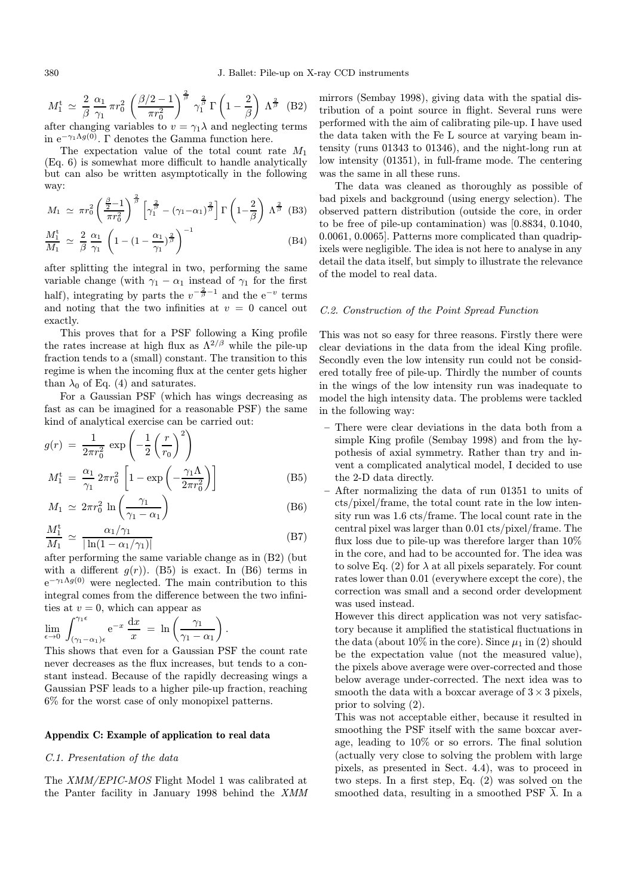$$M_1^{\rm t} \simeq \frac{2}{\beta}\,\frac{\alpha_1}{\gamma_1}\,\pi r_0^2\,\left(\frac{\beta/2-1}{\pi r_0^2}\right)^{\frac{2}{\beta}}\,\gamma_1^{\frac{2}{\beta}}\,\Gamma\left(1-\frac{2}{\beta}\right)\,\Lambda^{\frac{2}{\beta}} \quad \text{(B2)}$$

after changing variables to $v = \gamma_1\lambda$ and neglecting terms in $e^{-\gamma_1 \Lambda g(0)}$. $\Gamma$ denotes the Gamma function here.

The expectation value of the total count rate $M_1$ (Eq. 6) is somewhat more difficult to handle analytically but can also be written asymptotically in the following way:

$$M_1 \simeq \pi r_0^2 \left(\frac{\frac{\beta}{2}-1}{\pi r_0^2}\right)^{\frac{2}{\beta}} \left[\gamma_1^{\frac{2}{\beta}} - (\gamma_1-\alpha_1)^{\frac{2}{\beta}}\right] \Gamma\left(1-\frac{2}{\beta}\right)\,\Lambda^{\frac{2}{\beta}} \quad \text{(B3)}$$

$$\frac{M_1^{\rm t}}{M_1} \simeq \frac{2}{\beta}\,\frac{\alpha_1}{\gamma_1}\,\left(1-(1-\frac{\alpha_1}{\gamma_1})^{\frac{2}{\beta}}\right)^{-1} \quad \text{(B4)}$$

after splitting the integral in two, performing the same variable change (with $\gamma_1 - \alpha_1$ instead of $\gamma_1$ for the first half), integrating by parts the $v^{-\frac{2}{\beta}-1}$ and the $e^{-v}$ terms and noting that the two infinities at $v = 0$ cancel out exactly.

This proves that for a PSF following a King profile the rates increase at high flux as $\Lambda^{2/\beta}$ while the pile-up fraction tends to a (small) constant. The transition to this regime is when the incoming flux at the center gets higher than $\lambda_0$ of Eq. (4) and saturates.

For a Gaussian PSF (which has wings decreasing as fast as can be imagined for a reasonable PSF) the same kind of analytical exercise can be carried out:

$$g(r) = \frac{1}{2\pi r_0^2}\,\exp\left(-\frac{1}{2}\left(\frac{r}{r_0}\right)^2\right)$$

$$M_1^{\rm t} = \frac{\alpha_1}{\gamma_1}\,2\pi r_0^2\,\left[1-\exp\left(-\frac{\gamma_1\Lambda}{2\pi r_0^2}\right)\right] \quad \text{(B5)}$$

$$M_1 \simeq 2\pi r_0^2\,\ln\left(\frac{\gamma_1}{\gamma_1-\alpha_1}\right) \quad \text{(B6)}$$

$$\frac{M_1^{\rm t}}{M_1} \simeq \frac{\alpha_1/\gamma_1}{|\ln(1-\alpha_1/\gamma_1)|} \quad \text{(B7)}$$

after performing the same variable change as in (B2) (but with a different $g(r)$). (B5) is exact. In (B6) terms in $e^{-\gamma_1 \Lambda g(0)}$ were neglected. The main contribution to this integral comes from the difference between the two infinities at $v = 0$, which can appear as

$$\lim_{\epsilon\to 0} \int_{(\gamma_1-\alpha_1)\epsilon}^{\gamma_1\epsilon} e^{-x}\,\frac{{\rm d}x}{x} = \ln\left(\frac{\gamma_1}{\gamma_1-\alpha_1}\right).$$

This shows that even for a Gaussian PSF the count rate never decreases as the flux increases, but tends to a constant instead. Because of the rapidly decreasing wings a Gaussian PSF leads to a higher pile-up fraction, reaching 6% for the worst case of only monopixel patterns.

## Appendix C: Example of application to real data

### *C.1. Presentation of the data*

The *XMM/EPIC-MOS* Flight Model 1 was calibrated at the Panter facility in January 1998 behind the *XMM* mirrors (Sembay 1998), giving data with the spatial distribution of a point source in flight. Several runs were performed with the aim of calibrating pile-up. I have used the data taken with the Fe L source at varying beam intensity (runs 01343 to 01346), and the night-long run at low intensity (01351), in full-frame mode. The centering was the same in all these runs.

The data was cleaned as thoroughly as possible of bad pixels and background (using energy selection). The observed pattern distribution (outside the core, in order to be free of pile-up contamination) was [0.8834, 0.1040, 0.0061, 0.0065]. Patterns more complicated than quadripixels were negligible. The idea is not here to analyse in any detail the data itself, but simply to illustrate the relevance of the model to real data.

### *C.2. Construction of the Point Spread Function*

This was not so easy for three reasons. Firstly there were clear deviations in the data from the ideal King profile. Secondly even the low intensity run could not be considered totally free of pile-up. Thirdly the number of counts in the wings of the low intensity run was inadequate to model the high intensity data. The problems were tackled in the following way:

- There were clear deviations in the data both from a simple King profile (Sembay 1998) and from the hypothesis of axial symmetry. Rather than try and invent a complicated analytical model, I decided to use the 2-D data directly.
- After normalizing the data of run 01351 to units of cts/pixel/frame, the total count rate in the low intensity run was 1.6 cts/frame. The local count rate in the central pixel was larger than 0.01 cts/pixel/frame. The flux loss due to pile-up was therefore larger than 10% in the core, and had to be accounted for. The idea was to solve Eq. (2) for $\lambda$ at all pixels separately. For count rates lower than 0.01 (everywhere except the core), the correction was small and a second order development was used instead.

  However this direct application was not very satisfactory because it amplified the statistical fluctuations in the data (about 10% in the core). Since $\mu_1$ in (2) should be the expectation value (not the measured value), the pixels above average were over-corrected and those below average under-corrected. The next idea was to smooth the data with a boxcar average of $3 \times 3$ pixels, prior to solving (2).

  This was not acceptable either, because it resulted in smoothing the PSF itself with the same boxcar average, leading to 10% or so errors. The final solution (actually very close to solving the problem with large pixels, as presented in Sect. 4.4), was to proceed in two steps. In a first step, Eq. (2) was solved on the smoothed data, resulting in a smoothed PSF $\overline{\lambda}$. In a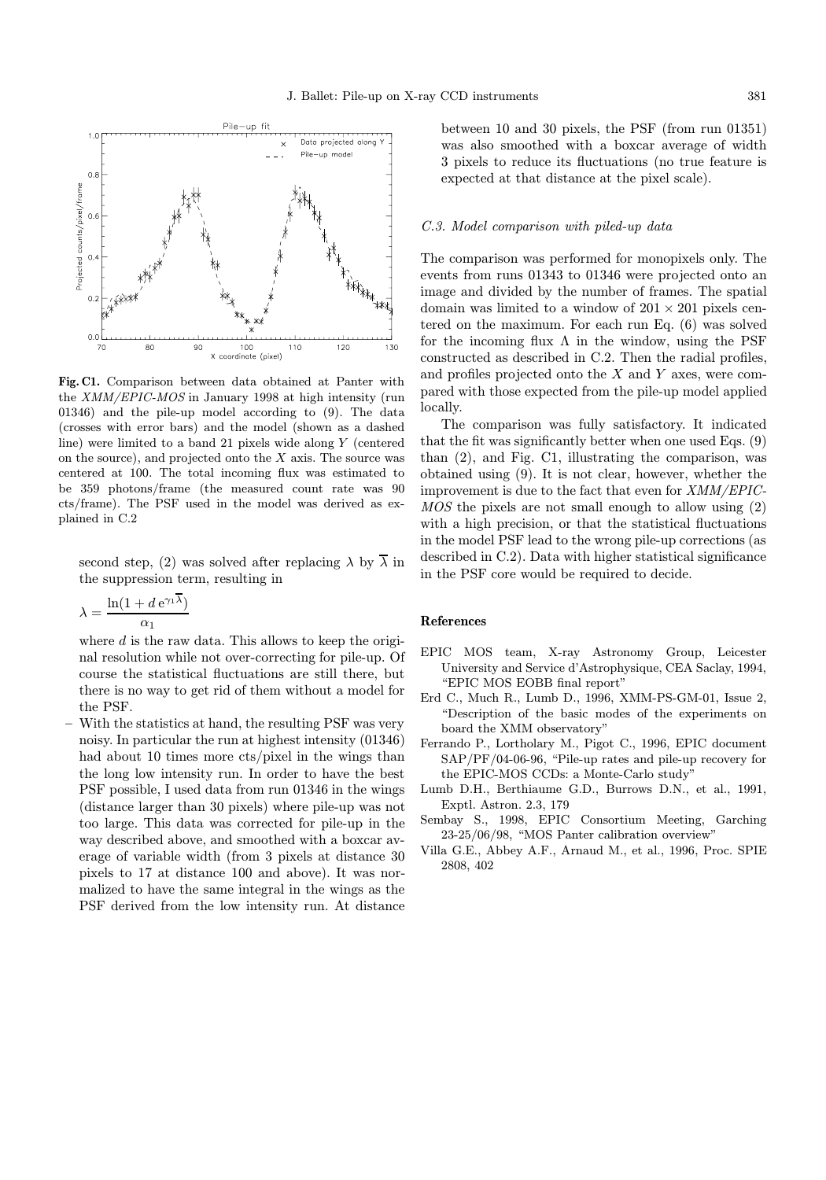Pile-up fit

Data projected along Y

Pile-up model

Projected counts/pixel/frame

X coordinate (pixel)

0.0

0.2

0.4

0.6

0.8

1.0

70 80 90 100 110 120 130

**Fig. C1.** Comparison between data obtained at Panter with the *XMM/EPIC-MOS* in January 1998 at high intensity (run 01346) and the pile-up model according to (9). The data (crosses with error bars) and the model (shown as a dashed line) were limited to a band 21 pixels wide along $Y$ (centered on the source), and projected onto the $X$ axis. The source was centered at 100. The total incoming flux was estimated to be 359 photons/frame (the measured count rate was 90 cts/frame). The PSF used in the model was derived as explained in C.2

second step, (2) was solved after replacing $\lambda$ by $\overline{\lambda}$ in the suppression term, resulting in

$$\lambda = \frac{\ln(1 + d\,\mathrm{e}^{\gamma_1 \overline{\lambda}})}{\alpha_1}$$

where $d$ is the raw data. This allows to keep the original resolution while not over-correcting for pile-up. Of course the statistical fluctuations are still there, but there is no way to get rid of them without a model for the PSF.

– With the statistics at hand, the resulting PSF was very noisy. In particular the run at highest intensity (01346) had about 10 times more cts/pixel in the wings than the long low intensity run. In order to have the best PSF possible, I used data from run 01346 in the wings (distance larger than 30 pixels) where pile-up was not too large. This data was corrected for pile-up in the way described above, and smoothed with a boxcar average of variable width (from 3 pixels at distance 30 pixels to 17 at distance 100 and above). It was normalized to have the same integral in the wings as the PSF derived from the low intensity run. At distance between 10 and 30 pixels, the PSF (from run 01351) was also smoothed with a boxcar average of width 3 pixels to reduce its fluctuations (no true feature is expected at that distance at the pixel scale).

### *C.3. Model comparison with piled-up data*

The comparison was performed for monopixels only. The events from runs 01343 to 01346 were projected onto an image and divided by the number of frames. The spatial domain was limited to a window of $201 \times 201$ pixels centered on the maximum. For each run Eq. (6) was solved for the incoming flux $\Lambda$ in the window, using the PSF constructed as described in C.2. Then the radial profiles, and profiles projected onto the $X$ and $Y$ axes, were compared with those expected from the pile-up model applied locally.

The comparison was fully satisfactory. It indicated that the fit was significantly better when one used Eqs. (9) than (2), and Fig. C1, illustrating the comparison, was obtained using (9). It is not clear, however, whether the improvement is due to the fact that even for *XMM/EPIC-MOS* the pixels are not small enough to allow using (2) with a high precision, or that the statistical fluctuations in the model PSF lead to the wrong pile-up corrections (as described in C.2). Data with higher statistical significance in the PSF core would be required to decide.

## References

EPIC MOS team, X-ray Astronomy Group, Leicester University and Service d'Astrophysique, CEA Saclay, 1994, "EPIC MOS EOBB final report"

Erd C., Much R., Lumb D., 1996, XMM-PS-GM-01, Issue 2, "Description of the basic modes of the experiments on board the XMM observatory"

Ferrando P., Lortholary M., Pigot C., 1996, EPIC document SAP/PF/04-06-96, "Pile-up rates and pile-up recovery for the EPIC-MOS CCDs: a Monte-Carlo study"

Lumb D.H., Berthiaume G.D., Burrows D.N., et al., 1991, Exptl. Astron. 2.3, 179

Sembay S., 1998, EPIC Consortium Meeting, Garching 23-25/06/98, "MOS Panter calibration overview"

Villa G.E., Abbey A.F., Arnaud M., et al., 1996, Proc. SPIE 2808, 402